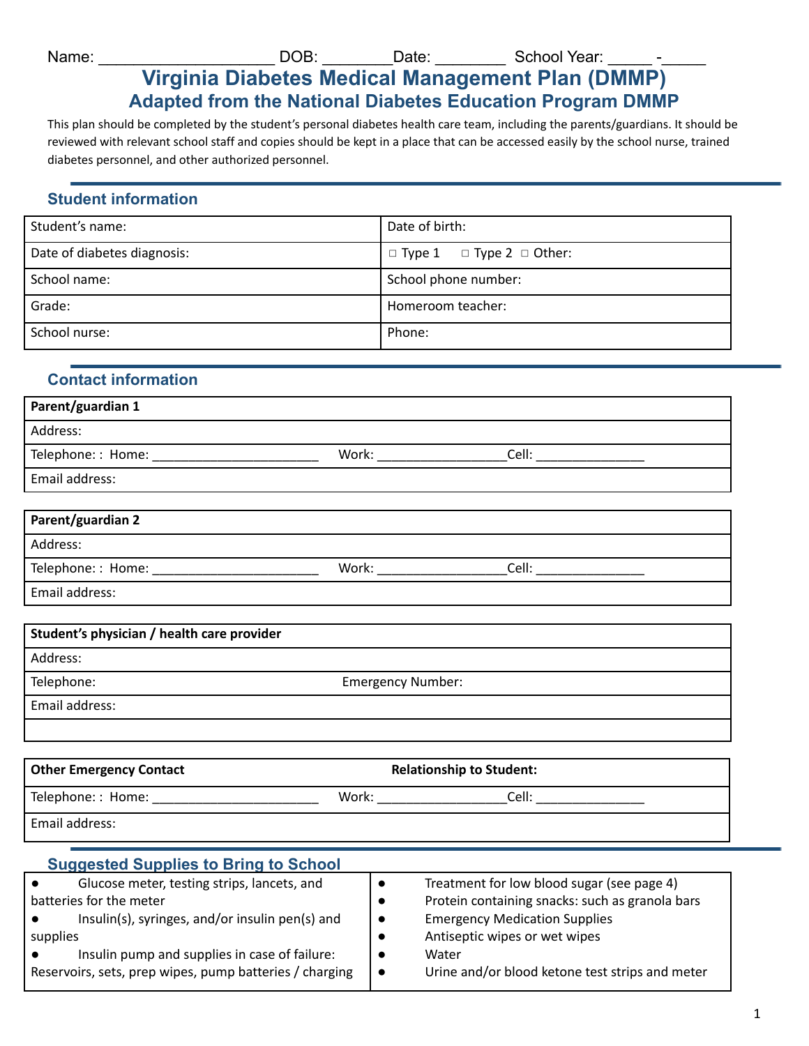Name: ____________________ DOB: ________Date: ________ School Year: _____ -_____

# Virginia Diabetes Medical Management Plan (DMMP)
## Adapted from the National Diabetes Education Program DMMP

This plan should be completed by the student's personal diabetes health care team, including the parents/guardians. It should be reviewed with relevant school staff and copies should be kept in a place that can be accessed easily by the school nurse, trained diabetes personnel, and other authorized personnel.

### Student information

| Student's name: | Date of birth: |
|---|---|
| Date of diabetes diagnosis: | □ Type 1 □ Type 2 □ Other: |
| School name: | School phone number: |
| Grade: | Homeroom teacher: |
| School nurse: | Phone: |

### Contact information

| **Parent/guardian 1** |
|---|
| Address: |
| Telephone: : Home: ______________________ Work: _________________Cell: ______________ |
| Email address: |

| **Parent/guardian 2** |
|---|
| Address: |
| Telephone: : Home: ______________________ Work: _________________Cell: ______________ |
| Email address: |

| **Student's physician / health care provider** | |
|---|---|
| Address: | |
| Telephone: | Emergency Number: |
| Email address: | |
| | |

| **Other Emergency Contact** | **Relationship to Student:** |
|---|---|
| Telephone: : Home: ______________________ Work: _________________Cell: ______________ | |
| Email address: | |

### Suggested Supplies to Bring to School

| | |
|---|---|
| ● Glucose meter, testing strips, lancets, and batteries for the meter | ● Treatment for low blood sugar (see page 4) |
| ● Insulin(s), syringes, and/or insulin pen(s) and supplies | ● Protein containing snacks: such as granola bars |
| ● Insulin pump and supplies in case of failure: Reservoirs, sets, prep wipes, pump batteries / charging | ● Emergency Medication Supplies |
| | ● Antiseptic wipes or wet wipes |
| | ● Water |
| | ● Urine and/or blood ketone test strips and meter |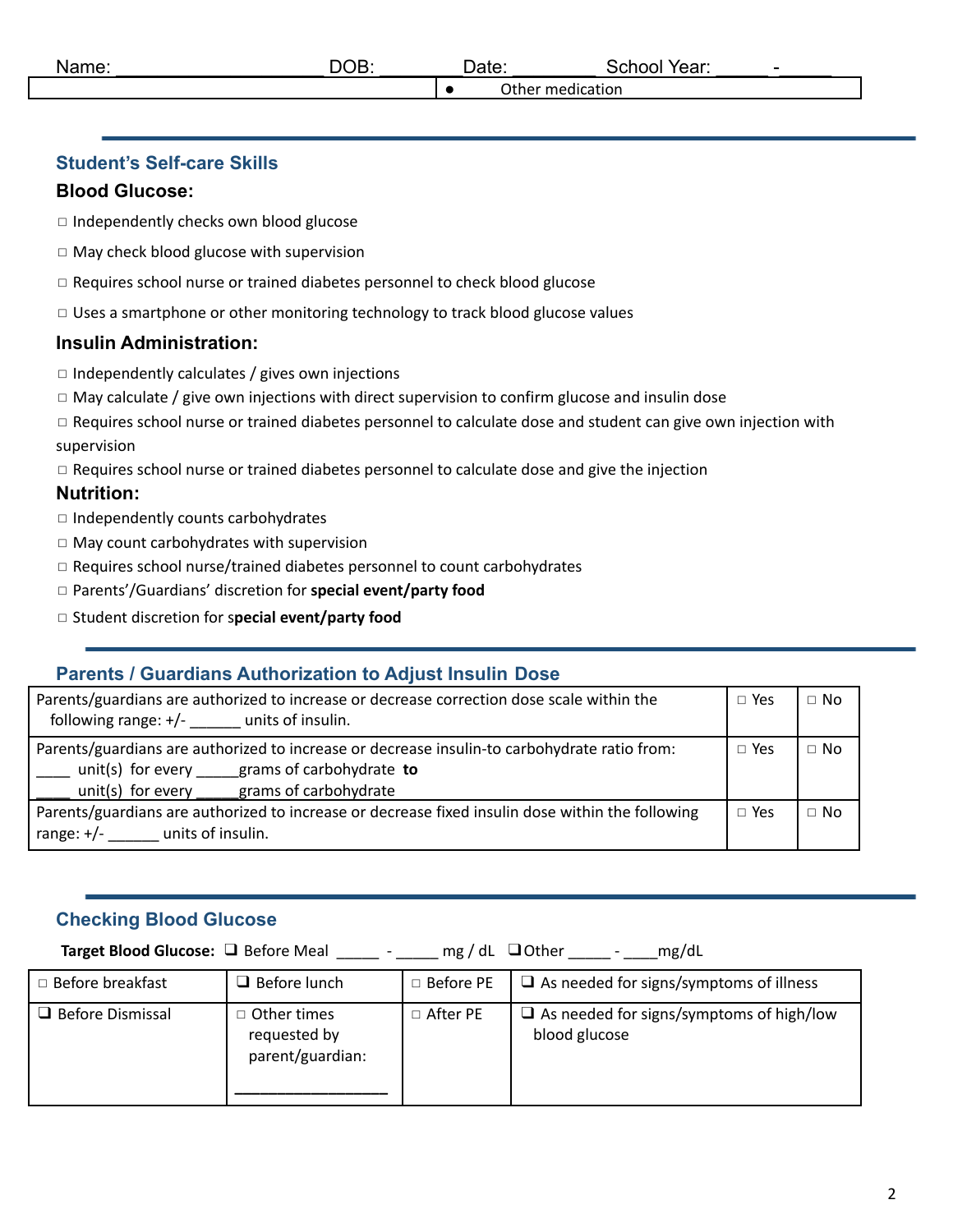Name: ___________________ DOB: ________ Date: ________ School Year: _____ - _____

| | • Other medication |
|---|---|

## Student's Self-care Skills

### Blood Glucose:

□ Independently checks own blood glucose

□ May check blood glucose with supervision

□ Requires school nurse or trained diabetes personnel to check blood glucose

□ Uses a smartphone or other monitoring technology to track blood glucose values

### Insulin Administration:

□ Independently calculates / gives own injections

□ May calculate / give own injections with direct supervision to confirm glucose and insulin dose

□ Requires school nurse or trained diabetes personnel to calculate dose and student can give own injection with supervision

□ Requires school nurse or trained diabetes personnel to calculate dose and give the injection

### Nutrition:

□ Independently counts carbohydrates

□ May count carbohydrates with supervision

□ Requires school nurse/trained diabetes personnel to count carbohydrates

□ Parents'/Guardians' discretion for **special event/party food**

□ Student discretion for s**pecial event/party food**

## Parents / Guardians Authorization to Adjust Insulin Dose

| | | |
|---|---|---|
| Parents/guardians are authorized to increase or decrease correction dose scale within the following range: +/- ______ units of insulin. | □ Yes | □ No |
| Parents/guardians are authorized to increase or decrease insulin-to carbohydrate ratio from: ____ unit(s) for every _____grams of carbohydrate **to** ____ unit(s) for every _____grams of carbohydrate | □ Yes | □ No |
| Parents/guardians are authorized to increase or decrease fixed insulin dose within the following range: +/- ______ units of insulin. | □ Yes | □ No |

## Checking Blood Glucose

**Target Blood Glucose:** ❑ Before Meal _____ - _____ mg / dL ❑ Other _____ - ____mg/dL

| | | | |
|---|---|---|---|
| □ Before breakfast | ❑ Before lunch | □ Before PE | ❑ As needed for signs/symptoms of illness |
| ❑ Before Dismissal | □ Other times requested by parent/guardian: _________________ | □ After PE | ❑ As needed for signs/symptoms of high/low blood glucose |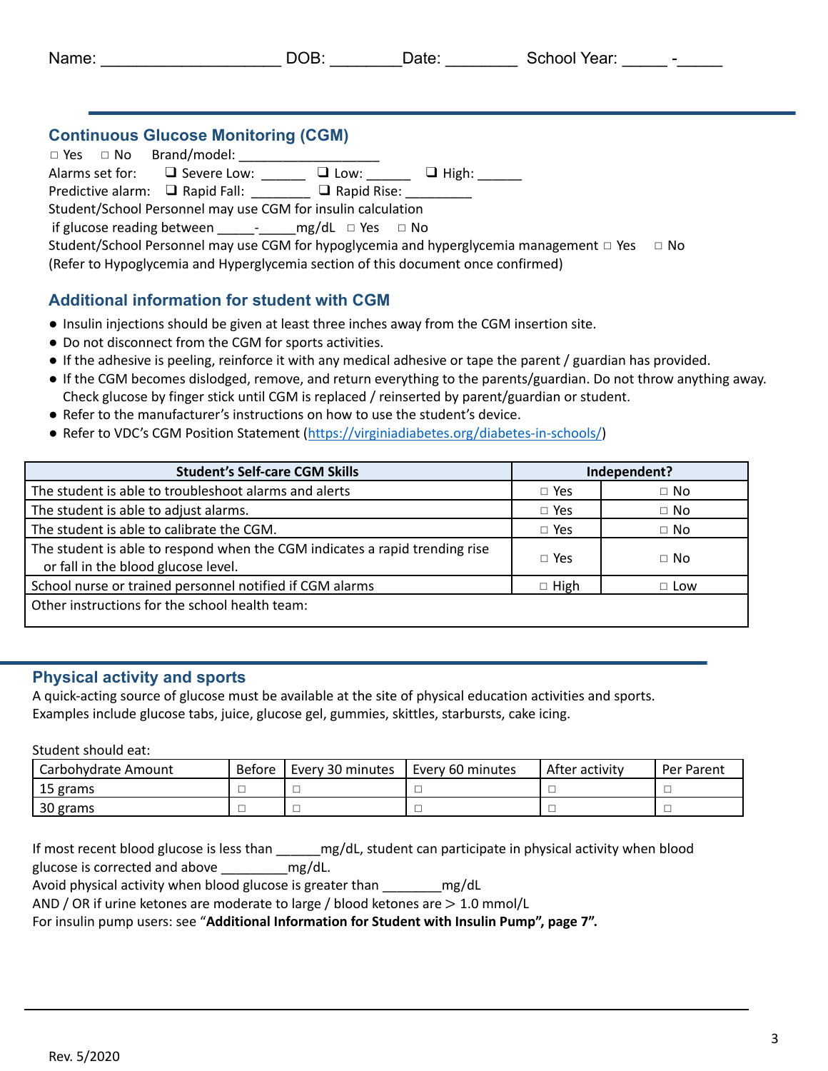Name: ____________________ DOB: ________Date: ________ School Year: _____ -_____

## Continuous Glucose Monitoring (CGM)

□ Yes □ No Brand/model: ___________________

Alarms set for: ❑ Severe Low: ______ ❑ Low: ______ ❑ High: ______

Predictive alarm: ❑ Rapid Fall: ________ ❑ Rapid Rise: _________

Student/School Personnel may use CGM for insulin calculation
if glucose reading between _____-_____mg/dL □ Yes □ No

Student/School Personnel may use CGM for hypoglycemia and hyperglycemia management □ Yes □ No
(Refer to Hypoglycemia and Hyperglycemia section of this document once confirmed)

## Additional information for student with CGM

- Insulin injections should be given at least three inches away from the CGM insertion site.
- Do not disconnect from the CGM for sports activities.
- If the adhesive is peeling, reinforce it with any medical adhesive or tape the parent / guardian has provided.
- If the CGM becomes dislodged, remove, and return everything to the parents/guardian. Do not throw anything away. Check glucose by finger stick until CGM is replaced / reinserted by parent/guardian or student.
- Refer to the manufacturer's instructions on how to use the student's device.
- Refer to VDC's CGM Position Statement (https://virginiadiabetes.org/diabetes-in-schools/)

| Student's Self-care CGM Skills | Independent? | |
|---|---|---|
| The student is able to troubleshoot alarms and alerts | □ Yes | □ No |
| The student is able to adjust alarms. | □ Yes | □ No |
| The student is able to calibrate the CGM. | □ Yes | □ No |
| The student is able to respond when the CGM indicates a rapid trending rise or fall in the blood glucose level. | □ Yes | □ No |
| School nurse or trained personnel notified if CGM alarms | □ High | □ Low |
| Other instructions for the school health team: | | |

## Physical activity and sports

A quick-acting source of glucose must be available at the site of physical education activities and sports. Examples include glucose tabs, juice, glucose gel, gummies, skittles, starbursts, cake icing.

Student should eat:

| Carbohydrate Amount | Before | Every 30 minutes | Every 60 minutes | After activity | Per Parent |
|---|---|---|---|---|---|
| 15 grams | □ | □ | □ | □ | □ |
| 30 grams | □ | □ | □ | □ | □ |

If most recent blood glucose is less than ______mg/dL, student can participate in physical activity when blood glucose is corrected and above _________mg/dL.

Avoid physical activity when blood glucose is greater than ________mg/dL

AND / OR if urine ketones are moderate to large / blood ketones are > 1.0 mmol/L

For insulin pump users: see "**Additional Information for Student with Insulin Pump", page 7".**

Rev. 5/2020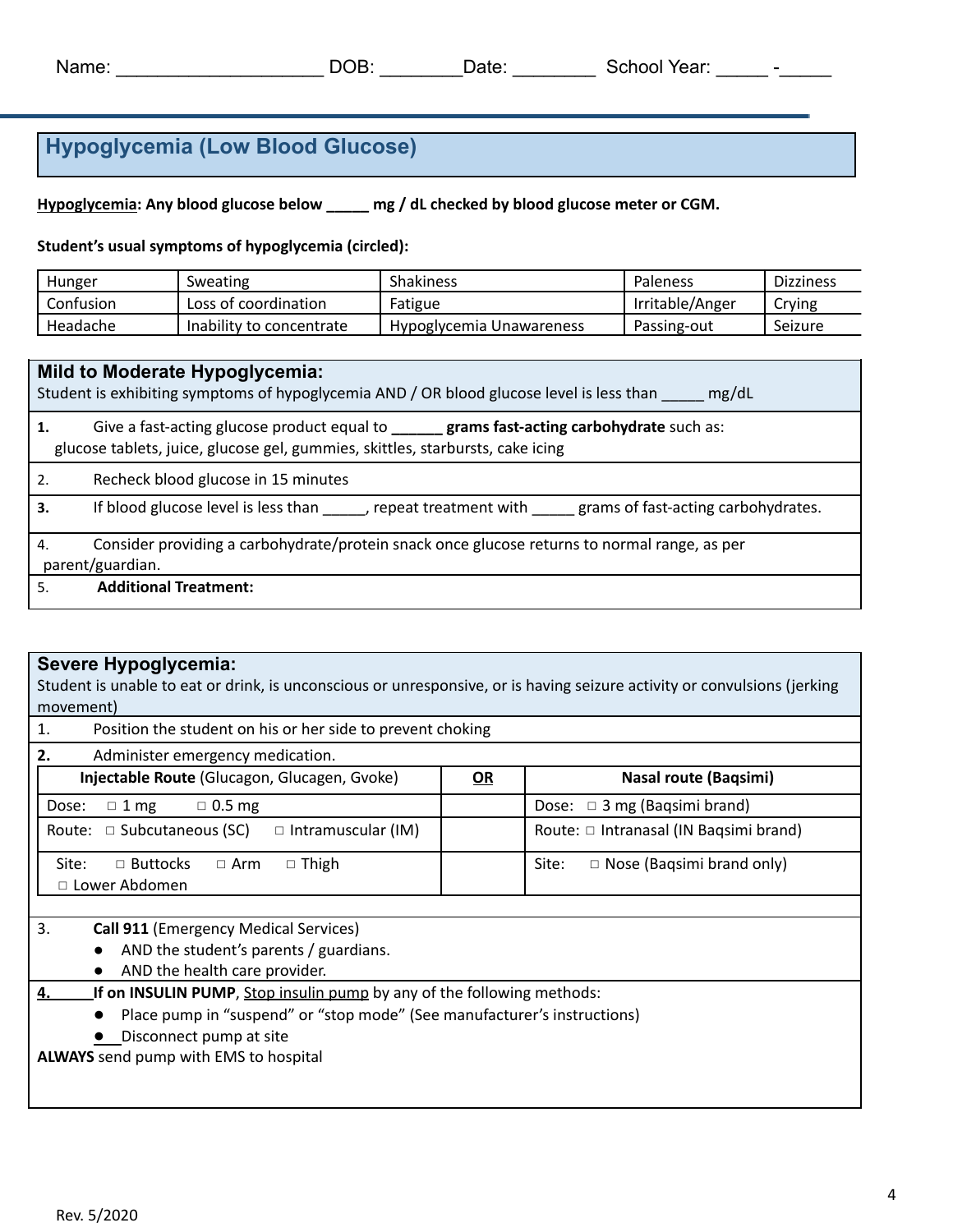Name: ____________________ DOB: ________Date: ________ School Year: _____ -_____

## Hypoglycemia (Low Blood Glucose)

**Hypoglycemia: Any blood glucose below _____ mg / dL checked by blood glucose meter or CGM.**

**Student's usual symptoms of hypoglycemia (circled):**

| | | | | |
|---|---|---|---|---|
| Hunger | Sweating | Shakiness | Paleness | Dizziness |
| Confusion | Loss of coordination | Fatigue | Irritable/Anger | Crying |
| Headache | Inability to concentrate | Hypoglycemia Unawareness | Passing-out | Seizure |

### Mild to Moderate Hypoglycemia:

Student is exhibiting symptoms of hypoglycemia AND / OR blood glucose level is less than _____ mg/dL

1. Give a fast-acting glucose product equal to **______ grams fast-acting carbohydrate** such as: glucose tablets, juice, glucose gel, gummies, skittles, starbursts, cake icing
2. Recheck blood glucose in 15 minutes
3. If blood glucose level is less than _____, repeat treatment with _____ grams of fast-acting carbohydrates.
4. Consider providing a carbohydrate/protein snack once glucose returns to normal range, as per parent/guardian.
5. **Additional Treatment:**

### Severe Hypoglycemia:

Student is unable to eat or drink, is unconscious or unresponsive, or is having seizure activity or convulsions (jerking movement)

1. Position the student on his or her side to prevent choking
2. Administer emergency medication.

| **Injectable Route** (Glucagon, Glucagen, Gvoke) | **OR** | **Nasal route (Baqsimi)** |
|---|---|---|
| Dose: □ 1 mg □ 0.5 mg | | Dose: □ 3 mg (Baqsimi brand) |
| Route: □ Subcutaneous (SC) □ Intramuscular (IM) | | Route: □ Intranasal (IN Baqsimi brand) |
| Site: □ Buttocks □ Arm □ Thigh □ Lower Abdomen | | Site: □ Nose (Baqsimi brand only) |

3. **Call 911** (Emergency Medical Services)
   - AND the student's parents / guardians.
   - AND the health care provider.
4. **If on INSULIN PUMP**, Stop insulin pump by any of the following methods:
   - Place pump in "suspend" or "stop mode" (See manufacturer's instructions)
   - Disconnect pump at site

**ALWAYS** send pump with EMS to hospital

Rev. 5/2020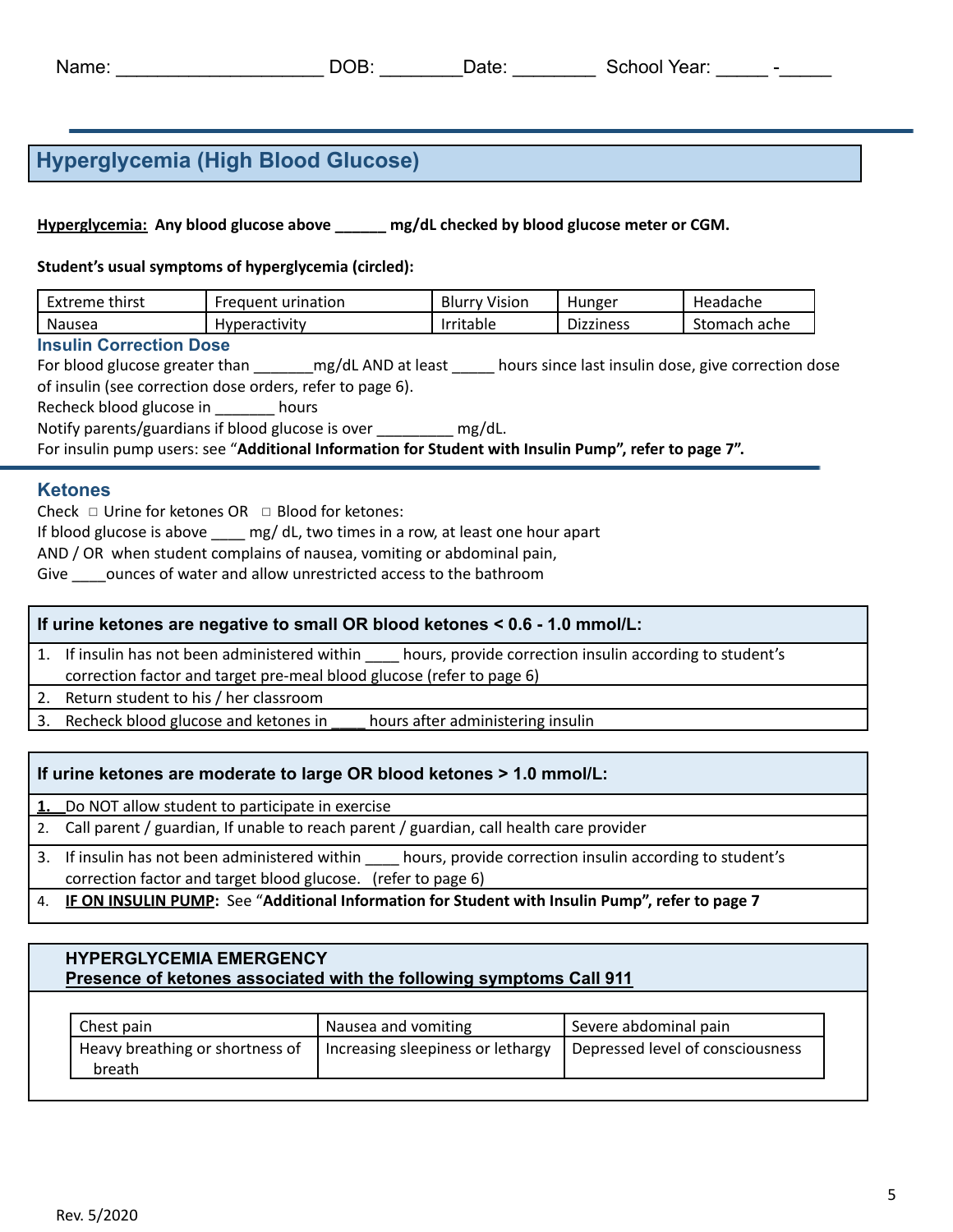Name: ____________________ DOB: ________Date: ________ School Year: _____ -_____

## Hyperglycemia (High Blood Glucose)

**Hyperglycemia: Any blood glucose above ______ mg/dL checked by blood glucose meter or CGM.**

**Student's usual symptoms of hyperglycemia (circled):**

| Extreme thirst | Frequent urination | Blurry Vision | Hunger | Headache |
|---|---|---|---|---|
| Nausea | Hyperactivity | Irritable | Dizziness | Stomach ache |

### Insulin Correction Dose

For blood glucose greater than _______mg/dL AND at least _____ hours since last insulin dose, give correction dose of insulin (see correction dose orders, refer to page 6).

Recheck blood glucose in _______ hours

Notify parents/guardians if blood glucose is over _________ mg/dL.

For insulin pump users: see "**Additional Information for Student with Insulin Pump", refer to page 7".**

### Ketones

Check □ Urine for ketones OR □ Blood for ketones:

If blood glucose is above ____ mg/ dL, two times in a row, at least one hour apart

AND / OR when student complains of nausea, vomiting or abdominal pain,

Give ____ounces of water and allow unrestricted access to the bathroom

| **If urine ketones are negative to small OR blood ketones < 0.6 - 1.0 mmol/L:** |
|---|
| 1. If insulin has not been administered within ____ hours, provide correction insulin according to student's correction factor and target pre-meal blood glucose (refer to page 6) |
| 2. Return student to his / her classroom |
| 3. Recheck blood glucose and ketones in ____ hours after administering insulin |

| **If urine ketones are moderate to large OR blood ketones > 1.0 mmol/L:** |
|---|
| 1. Do NOT allow student to participate in exercise |
| 2. Call parent / guardian, If unable to reach parent / guardian, call health care provider |
| 3. If insulin has not been administered within ____ hours, provide correction insulin according to student's correction factor and target blood glucose. (refer to page 6) |
| 4. **IF ON INSULIN PUMP**: See "**Additional Information for Student with Insulin Pump", refer to page 7** |

**HYPERGLYCEMIA EMERGENCY**

**Presence of ketones associated with the following symptoms Call 911**

| Chest pain | Nausea and vomiting | Severe abdominal pain |
|---|---|---|
| Heavy breathing or shortness of breath | Increasing sleepiness or lethargy | Depressed level of consciousness |

Rev. 5/2020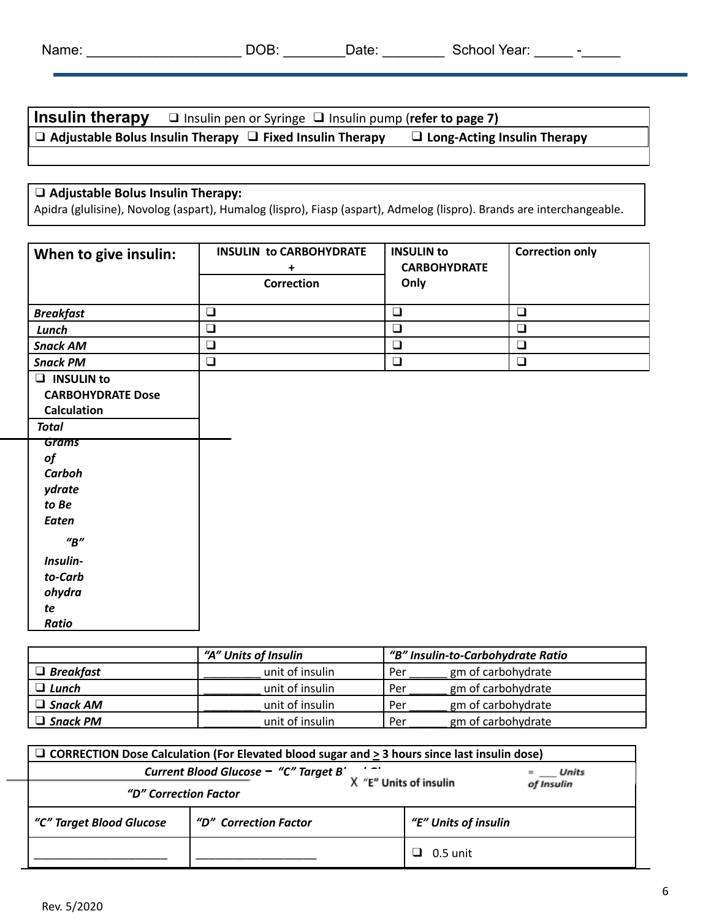Name: ____________________ DOB: ________Date: ________ School Year: _____ -_____

| **Insulin therapy** ❑ Insulin pen or Syringe ❑ Insulin pump (**refer to page 7)** |
|---|
| ❑ **Adjustable Bolus Insulin Therapy** ❑ **Fixed Insulin Therapy** ❑ **Long-Acting Insulin Therapy** |

❑ **Adjustable Bolus Insulin Therapy:**
Apidra (glulisine), Novolog (aspart), Humalog (lispro), Fiasp (aspart), Admelog (lispro). Brands are interchangeable.

| **When to give insulin:** | **INSULIN to CARBOHYDRATE + Correction** | **INSULIN to CARBOHYDRATE Only** | **Correction only** |
|---|---|---|---|
| ***Breakfast*** | ❑ | ❑ | ❑ |
| ***Lunch*** | ❑ | ❑ | ❑ |
| ***Snack AM*** | ❑ | ❑ | ❑ |
| ***Snack PM*** | ❑ | ❑ | ❑ |

❑ **INSULIN to CARBOHYDRATE Dose Calculation**

***Total Grams of Carbohydrate to Be Eaten***

***"B" Insulin-to-Carbohydrate Ratio***

| | ***"A" Units of Insulin*** | ***"B" Insulin-to-Carbohydrate Ratio*** |
|---|---|---|
| ❑ ***Breakfast*** | _________ unit of insulin | Per ______ gm of carbohydrate |
| ❑ ***Lunch*** | _________ unit of insulin | Per ______ gm of carbohydrate |
| ❑ ***Snack AM*** | _________ unit of insulin | Per ______ gm of carbohydrate |
| ❑ ***Snack PM*** | _________ unit of insulin | Per ______ gm of carbohydrate |

❑ **CORRECTION Dose Calculation (For Elevated blood sugar and ≥ 3 hours since last insulin dose)**

$$\frac{\textit{Current Blood Glucose} - \textit{"C" Target Blood Glucose}}{\textit{"D" Correction Factor}} \times \textbf{"E" Units of insulin} = \_\_\_ \textit{ Units of Insulin}$$

| ***"C" Target Blood Glucose*** | ***"D" Correction Factor*** | ***"E" Units of insulin*** |
|---|---|---|
| ____________________ | __________________ | ❑ 0.5 unit |

Rev. 5/2020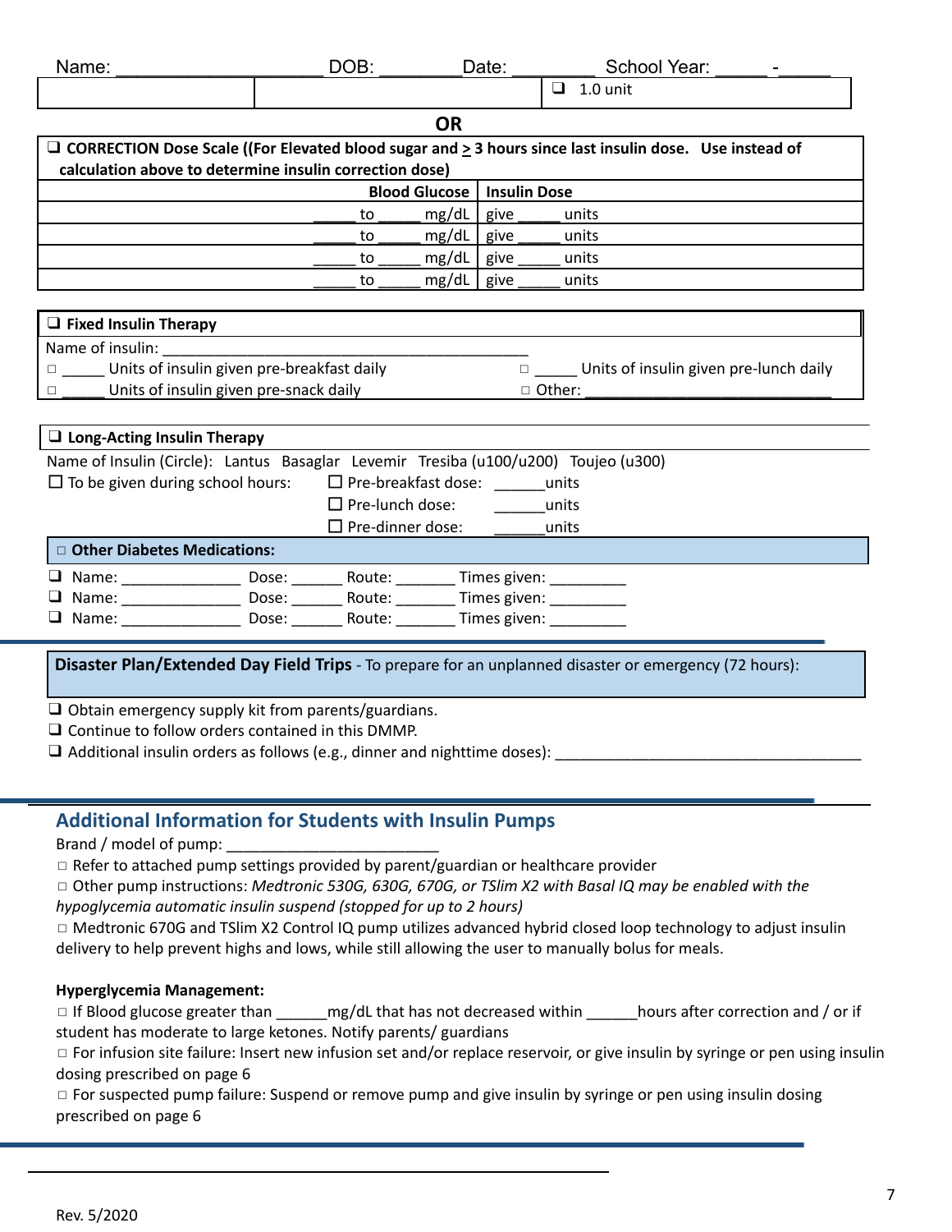Name: ____________________ DOB: ________ Date: ________ School Year: _____ - _____

| | | ❑ 1.0 unit |
|---|---|---|

**OR**

❑ **CORRECTION Dose Scale ((For Elevated blood sugar and ≥ 3 hours since last insulin dose. Use instead of calculation above to determine insulin correction dose)**

| Blood Glucose | Insulin Dose |
|---|---|
| _____ to _____ mg/dL | give _____ units |
| _____ to _____ mg/dL | give _____ units |
| _____ to _____ mg/dL | give _____ units |
| _____ to _____ mg/dL | give _____ units |

❑ **Fixed Insulin Therapy**

Name of insulin: ____________________________________________

□ _____ Units of insulin given pre-breakfast daily

□ _____ Units of insulin given pre-lunch daily

□ _____ Units of insulin given pre-snack daily

□ Other: ____________________________

❑ **Long-Acting Insulin Therapy**

Name of Insulin (Circle): Lantus Basaglar Levemir Tresiba (u100/u200) Toujeo (u300)

☐ To be given during school hours:

☐ Pre-breakfast dose: ______units

☐ Pre-lunch dose: ______units

☐ Pre-dinner dose: ______units

□ **Other Diabetes Medications:**

❑ Name: ______________ Dose: ______ Route: _______ Times given: _________

❑ Name: ______________ Dose: ______ Route: _______ Times given: _________

❑ Name: ______________ Dose: ______ Route: _______ Times given: _________

**Disaster Plan/Extended Day Field Trips** - To prepare for an unplanned disaster or emergency (72 hours):

❑ Obtain emergency supply kit from parents/guardians.

❑ Continue to follow orders contained in this DMMP.

❑ Additional insulin orders as follows (e.g., dinner and nighttime doses): _____________________________________

## Additional Information for Students with Insulin Pumps

Brand / model of pump: _________________________

□ Refer to attached pump settings provided by parent/guardian or healthcare provider

□ Other pump instructions: *Medtronic 530G, 630G, 670G, or TSlim X2 with Basal IQ may be enabled with the hypoglycemia automatic insulin suspend (stopped for up to 2 hours)*

□ Medtronic 670G and TSlim X2 Control IQ pump utilizes advanced hybrid closed loop technology to adjust insulin delivery to help prevent highs and lows, while still allowing the user to manually bolus for meals.

**Hyperglycemia Management:**

□ If Blood glucose greater than ______mg/dL that has not decreased within ______hours after correction and / or if student has moderate to large ketones. Notify parents/ guardians

□ For infusion site failure: Insert new infusion set and/or replace reservoir, or give insulin by syringe or pen using insulin dosing prescribed on page 6

□ For suspected pump failure: Suspend or remove pump and give insulin by syringe or pen using insulin dosing prescribed on page 6

Rev. 5/2020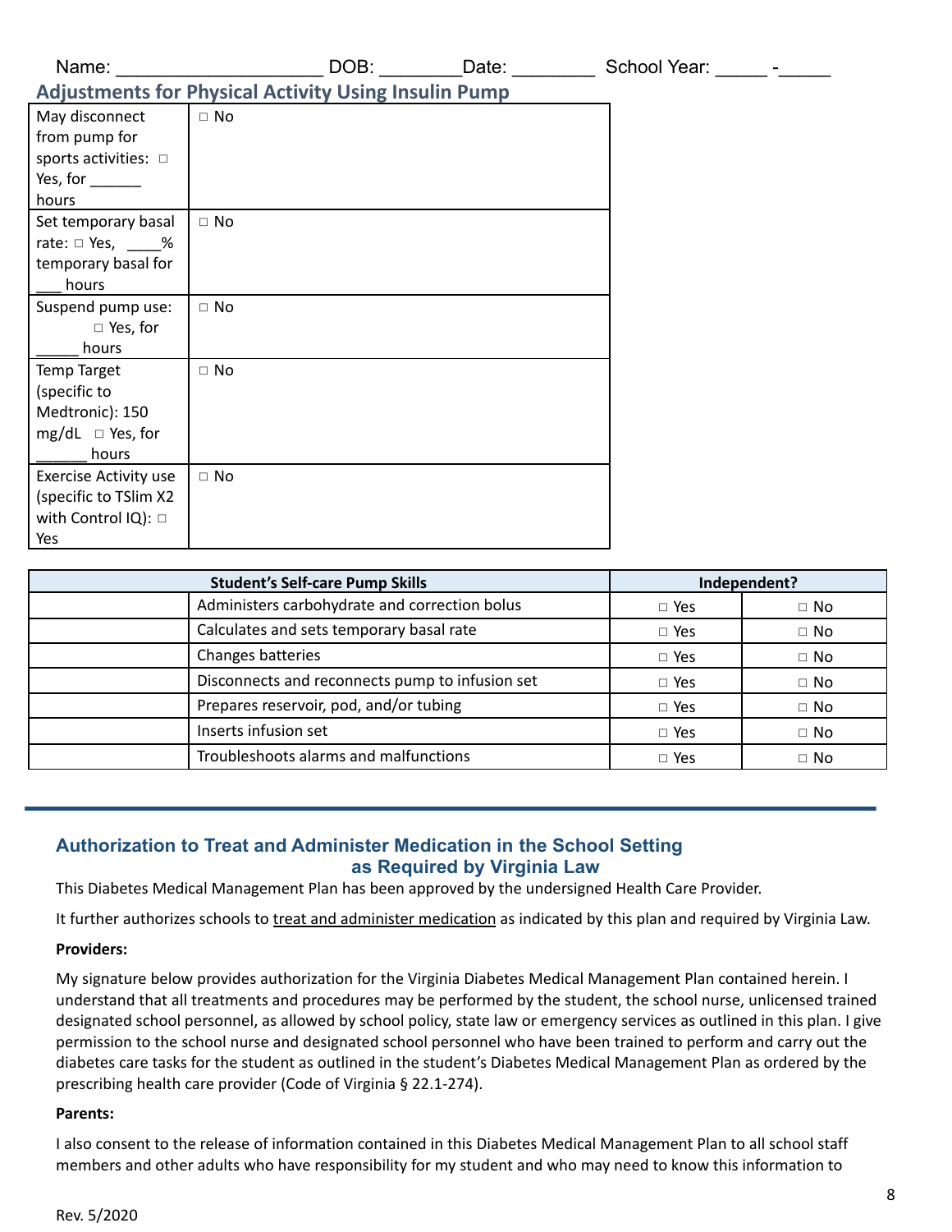Name: ____________________ DOB: ________Date: ________ School Year: _____ -_____

## Adjustments for Physical Activity Using Insulin Pump

| | |
|---|---|
| May disconnect from pump for sports activities: □ Yes, for ______ hours | □ No |
| Set temporary basal rate: □ Yes, ____% temporary basal for ___ hours | □ No |
| Suspend pump use: □ Yes, for _____ hours | □ No |
| Temp Target (specific to Medtronic): 150 mg/dL □ Yes, for ______ hours | □ No |
| Exercise Activity use (specific to TSlim X2 with Control IQ): □ Yes | □ No |

| Student's Self-care Pump Skills | | Independent? | |
|---|---|---|---|
| | Administers carbohydrate and correction bolus | □ Yes | □ No |
| | Calculates and sets temporary basal rate | □ Yes | □ No |
| | Changes batteries | □ Yes | □ No |
| | Disconnects and reconnects pump to infusion set | □ Yes | □ No |
| | Prepares reservoir, pod, and/or tubing | □ Yes | □ No |
| | Inserts infusion set | □ Yes | □ No |
| | Troubleshoots alarms and malfunctions | □ Yes | □ No |

---

## Authorization to Treat and Administer Medication in the School Setting as Required by Virginia Law

This Diabetes Medical Management Plan has been approved by the undersigned Health Care Provider.

It further authorizes schools to treat and administer medication as indicated by this plan and required by Virginia Law.

**Providers:**

My signature below provides authorization for the Virginia Diabetes Medical Management Plan contained herein. I understand that all treatments and procedures may be performed by the student, the school nurse, unlicensed trained designated school personnel, as allowed by school policy, state law or emergency services as outlined in this plan. I give permission to the school nurse and designated school personnel who have been trained to perform and carry out the diabetes care tasks for the student as outlined in the student's Diabetes Medical Management Plan as ordered by the prescribing health care provider (Code of Virginia § 22.1-274).

**Parents:**

I also consent to the release of information contained in this Diabetes Medical Management Plan to all school staff members and other adults who have responsibility for my student and who may need to know this information to

Rev. 5/2020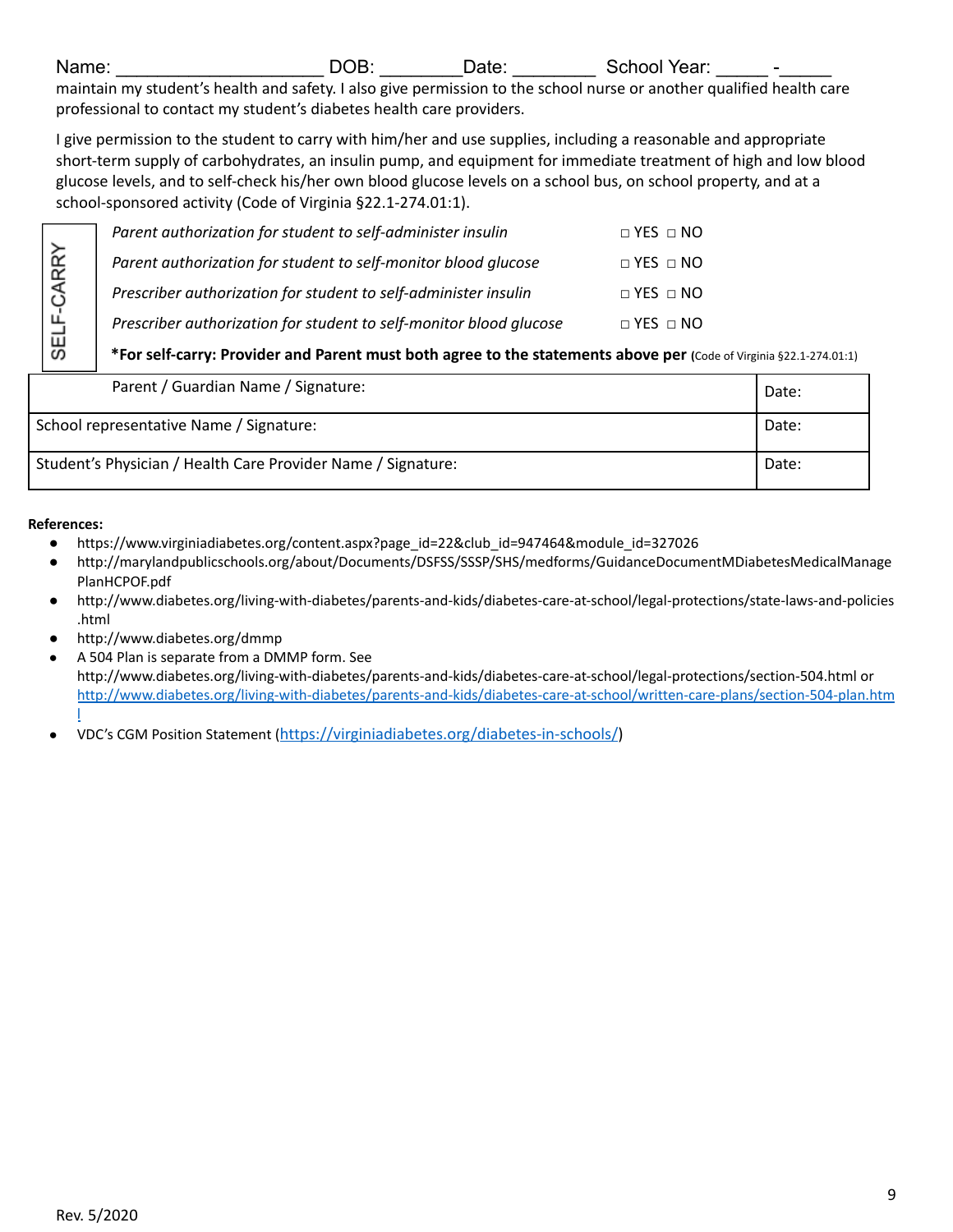Name: ____________________ DOB: ________Date: ________ School Year: _____ -_____

maintain my student's health and safety. I also give permission to the school nurse or another qualified health care professional to contact my student's diabetes health care providers.

I give permission to the student to carry with him/her and use supplies, including a reasonable and appropriate short-term supply of carbohydrates, an insulin pump, and equipment for immediate treatment of high and low blood glucose levels, and to self-check his/her own blood glucose levels on a school bus, on school property, and at a school-sponsored activity (Code of Virginia §22.1-274.01:1).

**SELF-CARRY**

| | |
|---|---|
| *Parent authorization for student to self-administer insulin* | □ YES □ NO |
| *Parent authorization for student to self-monitor blood glucose* | □ YES □ NO |
| *Prescriber authorization for student to self-administer insulin* | □ YES □ NO |
| *Prescriber authorization for student to self-monitor blood glucose* | □ YES □ NO |

**\*For self-carry: Provider and Parent must both agree to the statements above per** (Code of Virginia §22.1-274.01:1)

| | |
|---|---|
| Parent / Guardian Name / Signature: | Date: |
| School representative Name / Signature: | Date: |
| Student's Physician / Health Care Provider Name / Signature: | Date: |

**References:**

- https://www.virginiadiabetes.org/content.aspx?page_id=22&club_id=947464&module_id=327026
- http://marylandpublicschools.org/about/Documents/DSFSS/SSSP/SHS/medforms/GuidanceDocumentMDiabetesMedicalManagePlanHCPOF.pdf
- http://www.diabetes.org/living-with-diabetes/parents-and-kids/diabetes-care-at-school/legal-protections/state-laws-and-policies.html
- http://www.diabetes.org/dmmp
- A 504 Plan is separate from a DMMP form. See http://www.diabetes.org/living-with-diabetes/parents-and-kids/diabetes-care-at-school/legal-protections/section-504.html or http://www.diabetes.org/living-with-diabetes/parents-and-kids/diabetes-care-at-school/written-care-plans/section-504-plan.html
- VDC's CGM Position Statement (https://virginiadiabetes.org/diabetes-in-schools/)

Rev. 5/2020